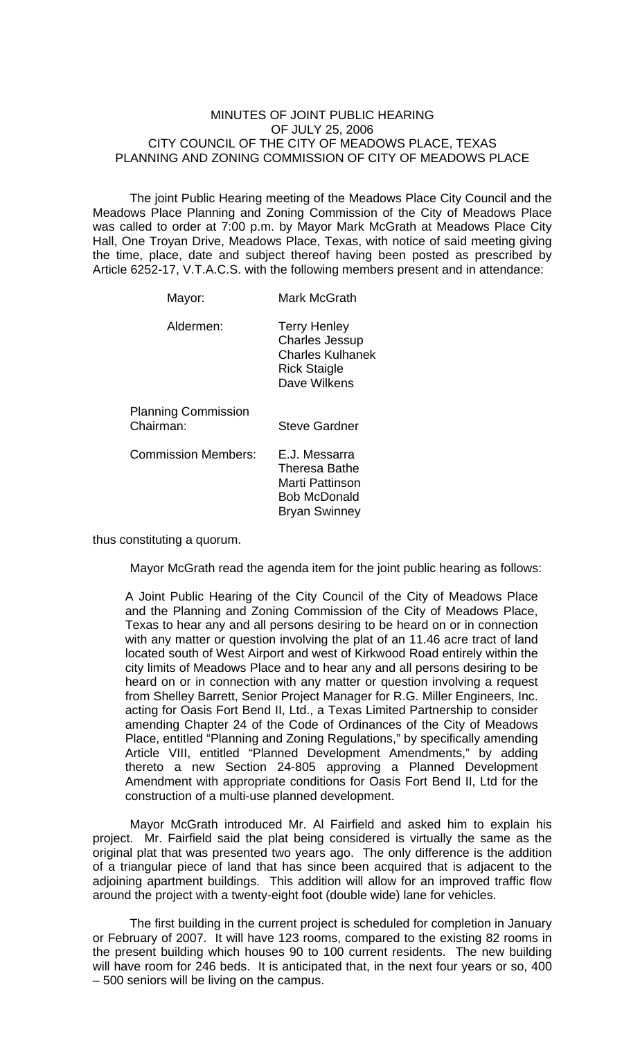# MINUTES OF JOINT PUBLIC HEARING
## OF JULY 25, 2006
## CITY COUNCIL OF THE CITY OF MEADOWS PLACE, TEXAS
## PLANNING AND ZONING COMMISSION OF CITY OF MEADOWS PLACE

The joint Public Hearing meeting of the Meadows Place City Council and the Meadows Place Planning and Zoning Commission of the City of Meadows Place was called to order at 7:00 p.m. by Mayor Mark McGrath at Meadows Place City Hall, One Troyan Drive, Meadows Place, Texas, with notice of said meeting giving the time, place, date and subject thereof having been posted as prescribed by Article 6252-17, V.T.A.C.S. with the following members present and in attendance:

| | |
|---|---|
| Mayor: | Mark McGrath |
| Aldermen: | Terry Henley<br>Charles Jessup<br>Charles Kulhanek<br>Rick Staigle<br>Dave Wilkens |
| Planning Commission Chairman: | Steve Gardner |
| Commission Members: | E.J. Messarra<br>Theresa Bathe<br>Marti Pattinson<br>Bob McDonald<br>Bryan Swinney |

thus constituting a quorum.

Mayor McGrath read the agenda item for the joint public hearing as follows:

> A Joint Public Hearing of the City Council of the City of Meadows Place and the Planning and Zoning Commission of the City of Meadows Place, Texas to hear any and all persons desiring to be heard on or in connection with any matter or question involving the plat of an 11.46 acre tract of land located south of West Airport and west of Kirkwood Road entirely within the city limits of Meadows Place and to hear any and all persons desiring to be heard on or in connection with any matter or question involving a request from Shelley Barrett, Senior Project Manager for R.G. Miller Engineers, Inc. acting for Oasis Fort Bend II, Ltd., a Texas Limited Partnership to consider amending Chapter 24 of the Code of Ordinances of the City of Meadows Place, entitled "Planning and Zoning Regulations," by specifically amending Article VIII, entitled "Planned Development Amendments," by adding thereto a new Section 24-805 approving a Planned Development Amendment with appropriate conditions for Oasis Fort Bend II, Ltd for the construction of a multi-use planned development.

Mayor McGrath introduced Mr. Al Fairfield and asked him to explain his project. Mr. Fairfield said the plat being considered is virtually the same as the original plat that was presented two years ago. The only difference is the addition of a triangular piece of land that has since been acquired that is adjacent to the adjoining apartment buildings. This addition will allow for an improved traffic flow around the project with a twenty-eight foot (double wide) lane for vehicles.

The first building in the current project is scheduled for completion in January or February of 2007. It will have 123 rooms, compared to the existing 82 rooms in the present building which houses 90 to 100 current residents. The new building will have room for 246 beds. It is anticipated that, in the next four years or so, 400 – 500 seniors will be living on the campus.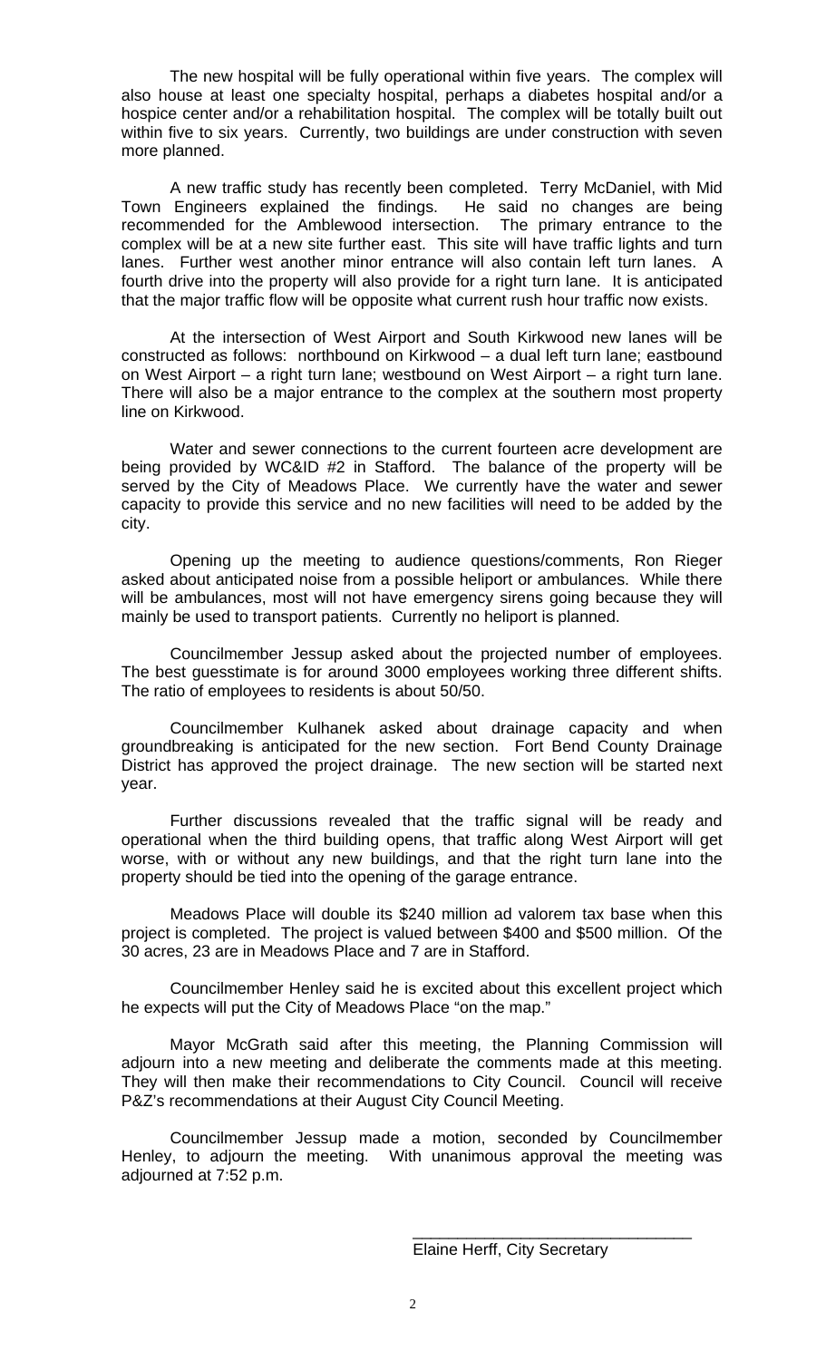The new hospital will be fully operational within five years. The complex will also house at least one specialty hospital, perhaps a diabetes hospital and/or a hospice center and/or a rehabilitation hospital. The complex will be totally built out within five to six years. Currently, two buildings are under construction with seven more planned.

A new traffic study has recently been completed. Terry McDaniel, with Mid Town Engineers explained the findings. He said no changes are being recommended for the Amblewood intersection. The primary entrance to the complex will be at a new site further east. This site will have traffic lights and turn lanes. Further west another minor entrance will also contain left turn lanes. A fourth drive into the property will also provide for a right turn lane. It is anticipated that the major traffic flow will be opposite what current rush hour traffic now exists.

At the intersection of West Airport and South Kirkwood new lanes will be constructed as follows: northbound on Kirkwood – a dual left turn lane; eastbound on West Airport – a right turn lane; westbound on West Airport – a right turn lane. There will also be a major entrance to the complex at the southern most property line on Kirkwood.

Water and sewer connections to the current fourteen acre development are being provided by WC&ID #2 in Stafford. The balance of the property will be served by the City of Meadows Place. We currently have the water and sewer capacity to provide this service and no new facilities will need to be added by the city.

Opening up the meeting to audience questions/comments, Ron Rieger asked about anticipated noise from a possible heliport or ambulances. While there will be ambulances, most will not have emergency sirens going because they will mainly be used to transport patients. Currently no heliport is planned.

Councilmember Jessup asked about the projected number of employees. The best guesstimate is for around 3000 employees working three different shifts. The ratio of employees to residents is about 50/50.

Councilmember Kulhanek asked about drainage capacity and when groundbreaking is anticipated for the new section. Fort Bend County Drainage District has approved the project drainage. The new section will be started next year.

Further discussions revealed that the traffic signal will be ready and operational when the third building opens, that traffic along West Airport will get worse, with or without any new buildings, and that the right turn lane into the property should be tied into the opening of the garage entrance.

Meadows Place will double its $240 million ad valorem tax base when this project is completed. The project is valued between $400 and $500 million. Of the 30 acres, 23 are in Meadows Place and 7 are in Stafford.

Councilmember Henley said he is excited about this excellent project which he expects will put the City of Meadows Place "on the map."

Mayor McGrath said after this meeting, the Planning Commission will adjourn into a new meeting and deliberate the comments made at this meeting. They will then make their recommendations to City Council. Council will receive P&Z's recommendations at their August City Council Meeting.

Councilmember Jessup made a motion, seconded by Councilmember Henley, to adjourn the meeting. With unanimous approval the meeting was adjourned at 7:52 p.m.

\_\_\_\_\_\_\_\_\_\_\_\_\_\_\_\_\_\_\_\_\_\_\_\_\_\_\_\_\_\_\_\_

Elaine Herff, City Secretary